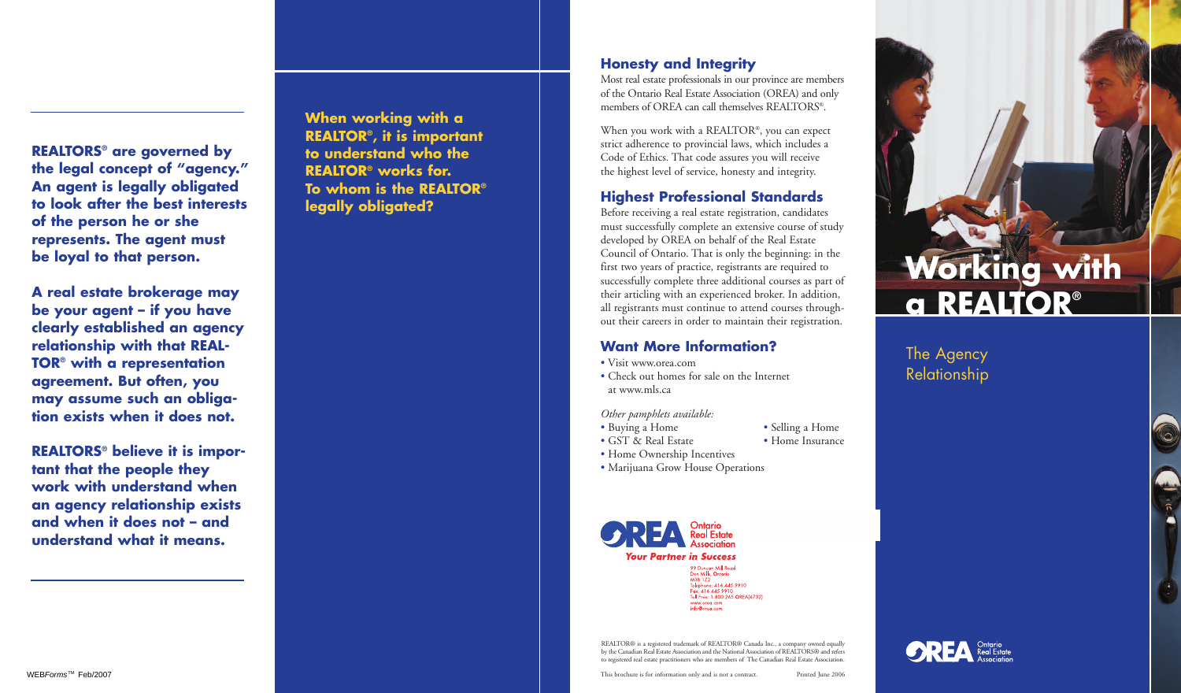**REALTORS® are governed by the legal concept of "agency." An agent is legally obligated to look after the best interests of the person he or she represents. The agent must be loyal to that person.**

**A real estate brokerage may be your agent – if you have clearly established an agency relationship with that REALTOR® with a representation agreement. But often, you may assume such an obligation exists when it does not.**

**REALTORS® believe it is important that the people they work with understand when an agency relationship exists and when it does not – and understand what it means.**

WEB*Forms*™ Feb/2007

**When working with a REALTOR®, it is important to understand who the REALTOR® works for. To whom is the REALTOR® legally obligated?**

## Honesty and Integrity

Most real estate professionals in our province are members of the Ontario Real Estate Association (OREA) and only members of OREA can call themselves REALTORS®.

When you work with a REALTOR®, you can expect strict adherence to provincial laws, which includes a Code of Ethics. That code assures you will receive the highest level of service, honesty and integrity.

## Highest Professional Standards

Before receiving a real estate registration, candidates must successfully complete an extensive course of study developed by OREA on behalf of the Real Estate Council of Ontario. That is only the beginning: in the first two years of practice, registrants are required to successfully complete three additional courses as part of their articling with an experienced broker. In addition, all registrants must continue to attend courses throughout their careers in order to maintain their registration.

## Want More Information?

- Visit www.orea.com
- Check out homes for sale on the Internet at www.mls.ca

*Other pamphlets available:*

- Buying a Home
- Selling a Home
- GST & Real Estate
- Home Insurance
- Home Ownership Incentives
- Marijuana Grow House Operations

OREA Ontario Real Estate Association
*Your Partner in Success*

99 Duncan Mill Road
Don Mills, Ontario
M3B 1Z2
Telephone: 416.445.9910
Fax: 416.445.9910
Toll Free: 1.800.265.OREA(6732)
www.orea.com
info@orea.com

REALTOR® is a registered trademark of REALTOR® Canada Inc., a company owned equally by the Canadian Real Estate Association and the National Association of REALTORS® and refers to registered real estate practitioners who are members of The Canadian Real Estate Association.

This brochure is for information only and is not a contract. Printed June 2006

# Working with a REALTOR®

## The Agency Relationship

OREA Ontario Real Estate Association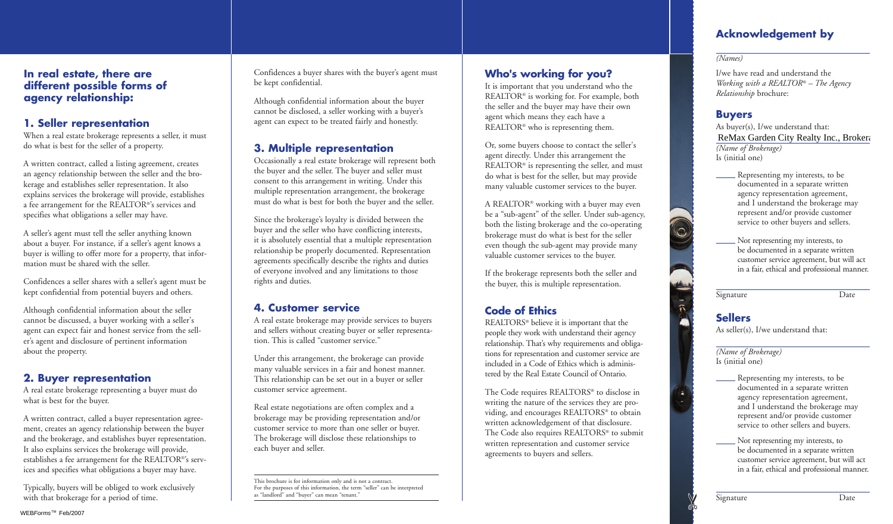## In real estate, there are different possible forms of agency relationship:

### 1. Seller representation

When a real estate brokerage represents a seller, it must do what is best for the seller of a property.

A written contract, called a listing agreement, creates an agency relationship between the seller and the brokerage and establishes seller representation. It also explains services the brokerage will provide, establishes a fee arrangement for the REALTOR®'s services and specifies what obligations a seller may have.

A seller's agent must tell the seller anything known about a buyer. For instance, if a seller's agent knows a buyer is willing to offer more for a property, that information must be shared with the seller.

Confidences a seller shares with a seller's agent must be kept confidential from potential buyers and others.

Although confidential information about the seller cannot be discussed, a buyer working with a seller's agent can expect fair and honest service from the seller's agent and disclosure of pertinent information about the property.

### 2. Buyer representation

A real estate brokerage representing a buyer must do what is best for the buyer.

A written contract, called a buyer representation agreement, creates an agency relationship between the buyer and the brokerage, and establishes buyer representation. It also explains services the brokerage will provide, establishes a fee arrangement for the REALTOR®'s services and specifies what obligations a buyer may have.

Typically, buyers will be obliged to work exclusively with that brokerage for a period of time.

Confidences a buyer shares with the buyer's agent must be kept confidential.

Although confidential information about the buyer cannot be disclosed, a seller working with a buyer's agent can expect to be treated fairly and honestly.

### 3. Multiple representation

Occasionally a real estate brokerage will represent both the buyer and the seller. The buyer and seller must consent to this arrangement in writing. Under this multiple representation arrangement, the brokerage must do what is best for both the buyer and the seller.

Since the brokerage's loyalty is divided between the buyer and the seller who have conflicting interests, it is absolutely essential that a multiple representation relationship be properly documented. Representation agreements specifically describe the rights and duties of everyone involved and any limitations to those rights and duties.

### 4. Customer service

A real estate brokerage may provide services to buyers and sellers without creating buyer or seller representation. This is called "customer service."

Under this arrangement, the brokerage can provide many valuable services in a fair and honest manner. This relationship can be set out in a buyer or seller customer service agreement.

Real estate negotiations are often complex and a brokerage may be providing representation and/or customer service to more than one seller or buyer. The brokerage will disclose these relationships to each buyer and seller.

This brochure is for information only and is not a contract. For the purposes of this information, the term "seller" can be interpreted as "landlord" and "buyer" can mean "tenant."

## Who's working for you?

It is important that you understand who the REALTOR® is working for. For example, both the seller and the buyer may have their own agent which means they each have a REALTOR® who is representing them.

Or, some buyers choose to contact the seller's agent directly. Under this arrangement the REALTOR® is representing the seller, and must do what is best for the seller, but may provide many valuable customer services to the buyer.

A REALTOR® working with a buyer may even be a "sub-agent" of the seller. Under sub-agency, both the listing brokerage and the co-operating brokerage must do what is best for the seller even though the sub-agent may provide many valuable customer services to the buyer.

If the brokerage represents both the seller and the buyer, this is multiple representation.

## Code of Ethics

REALTORS® believe it is important that the people they work with understand their agency relationship. That's why requirements and obligations for representation and customer service are included in a Code of Ethics which is administered by the Real Estate Council of Ontario.

The Code requires REALTORS® to disclose in writing the nature of the services they are providing, and encourages REALTORS® to obtain written acknowledgement of that disclosure. The Code also requires REALTORS® to submit written representation and customer service agreements to buyers and sellers.

## Acknowledgement by

______________________________

*(Names)*

I/we have read and understand the *Working with a REALTOR® – The Agency Relationship* brochure:

### Buyers

As buyer(s), I/we understand that:

ReMax Garden City Realty Inc., Brokera

*(Name of Brokerage)*

Is (initial one)

_____ Representing my interests, to be documented in a separate written agency representation agreement, and I understand the brokerage may represent and/or provide customer service to other buyers and sellers.

_____ Not representing my interests, to be documented in a separate written customer service agreement, but will act in a fair, ethical and professional manner.

Signature ______________________ Date ________

### Sellers

As seller(s), I/we understand that:

______________________________

*(Name of Brokerage)*

Is (initial one)

_____ Representing my interests, to be documented in a separate written agency representation agreement, and I understand the brokerage may represent and/or provide customer service to other sellers and buyers.

_____ Not representing my interests, to be documented in a separate written customer service agreement, but will act in a fair, ethical and professional manner.

Signature ______________________ Date ________

WEB*Forms*™ Feb/2007